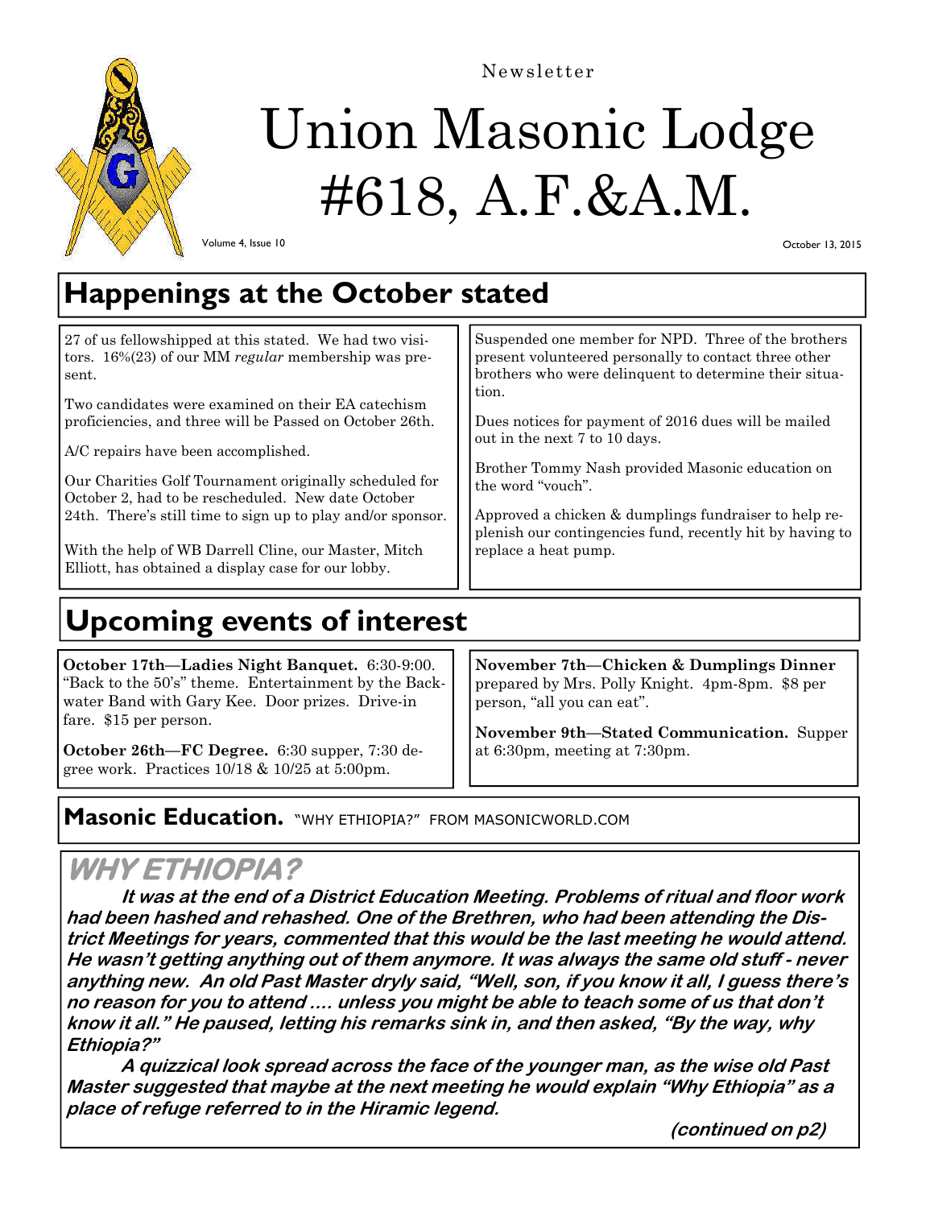Newsletter

# Union Masonic Lodge #618, A.F.&A.M.

Volume 4, Issue 10

October 13, 2015

## Happenings at the October stated

27 of us fellowshipped at this stated. We had two visitors. 16%(23) of our MM *regular* membership was present.

Two candidates were examined on their EA catechism proficiencies, and three will be Passed on October 26th.

A/C repairs have been accomplished.

Our Charities Golf Tournament originally scheduled for October 2, had to be rescheduled. New date October 24th. There's still time to sign up to play and/or sponsor.

With the help of WB Darrell Cline, our Master, Mitch Elliott, has obtained a display case for our lobby.

Suspended one member for NPD. Three of the brothers present volunteered personally to contact three other brothers who were delinquent to determine their situation.

Dues notices for payment of 2016 dues will be mailed out in the next 7 to 10 days.

Brother Tommy Nash provided Masonic education on the word "vouch".

Approved a chicken & dumplings fundraiser to help replenish our contingencies fund, recently hit by having to replace a heat pump.

## Upcoming events of interest

**October 17th—Ladies Night Banquet.** 6:30-9:00. "Back to the 50's" theme. Entertainment by the Backwater Band with Gary Kee. Door prizes. Drive-in fare. $15 per person.

**October 26th—FC Degree.** 6:30 supper, 7:30 degree work. Practices 10/18 & 10/25 at 5:00pm.

**November 7th—Chicken & Dumplings Dinner** prepared by Mrs. Polly Knight. 4pm-8pm. $8 per person, "all you can eat".

**November 9th—Stated Communication.** Supper at 6:30pm, meeting at 7:30pm.

## Masonic Education. "WHY ETHIOPIA?" FROM MASONICWORLD.COM

### *WHY ETHIOPIA?*

***It was at the end of a District Education Meeting. Problems of ritual and floor work had been hashed and rehashed. One of the Brethren, who had been attending the District Meetings for years, commented that this would be the last meeting he would attend. He wasn't getting anything out of them anymore. It was always the same old stuff - never anything new. An old Past Master dryly said, "Well, son, if you know it all, I guess there's no reason for you to attend .... unless you might be able to teach some of us that don't know it all." He paused, letting his remarks sink in, and then asked, "By the way, why Ethiopia?"***

***A quizzical look spread across the face of the younger man, as the wise old Past Master suggested that maybe at the next meeting he would explain "Why Ethiopia" as a place of refuge referred to in the Hiramic legend.***

***(continued on p2)***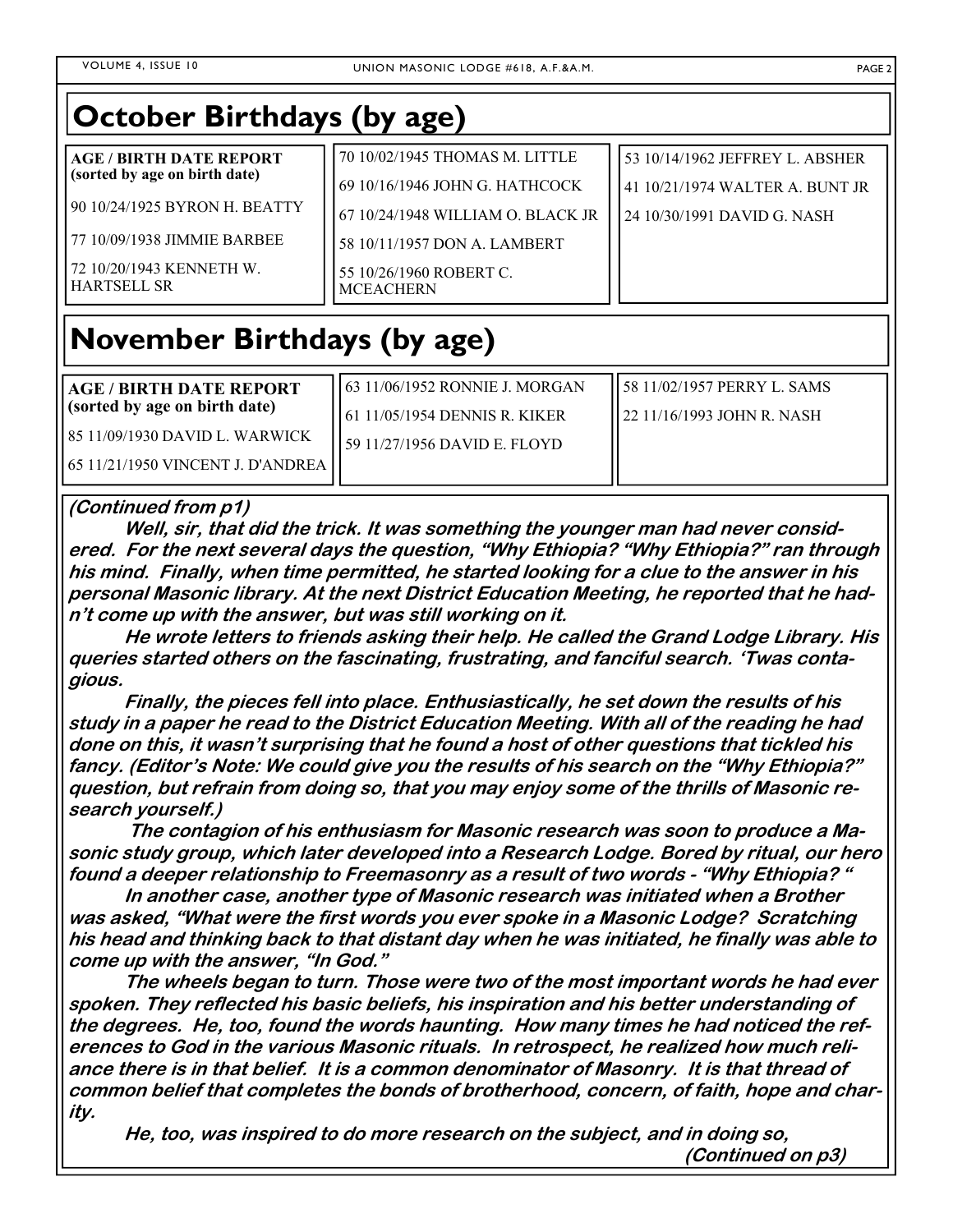## October Birthdays (by age)

**AGE / BIRTH DATE REPORT**
**(sorted by age on birth date)**

90 10/24/1925 BYRON H. BEATTY

77 10/09/1938 JIMMIE BARBEE

72 10/20/1943 KENNETH W. HARTSELL SR

70 10/02/1945 THOMAS M. LITTLE

69 10/16/1946 JOHN G. HATHCOCK

67 10/24/1948 WILLIAM O. BLACK JR

58 10/11/1957 DON A. LAMBERT

55 10/26/1960 ROBERT C. MCEACHERN

53 10/14/1962 JEFFREY L. ABSHER

41 10/21/1974 WALTER A. BUNT JR

24 10/30/1991 DAVID G. NASH

## November Birthdays (by age)

**AGE / BIRTH DATE REPORT**
**(sorted by age on birth date)**

85 11/09/1930 DAVID L. WARWICK

65 11/21/1950 VINCENT J. D'ANDREA

63 11/06/1952 RONNIE J. MORGAN

61 11/05/1954 DENNIS R. KIKER

59 11/27/1956 DAVID E. FLOYD

58 11/02/1957 PERRY L. SAMS

22 11/16/1993 JOHN R. NASH

***(Continued from p1)***

***Well, sir, that did the trick. It was something the younger man had never considered. For the next several days the question, "Why Ethiopia? "Why Ethiopia?" ran through his mind. Finally, when time permitted, he started looking for a clue to the answer in his personal Masonic library. At the next District Education Meeting, he reported that he hadn't come up with the answer, but was still working on it.***

***He wrote letters to friends asking their help. He called the Grand Lodge Library. His queries started others on the fascinating, frustrating, and fanciful search. 'Twas contagious.***

***Finally, the pieces fell into place. Enthusiastically, he set down the results of his study in a paper he read to the District Education Meeting. With all of the reading he had done on this, it wasn't surprising that he found a host of other questions that tickled his fancy. (Editor's Note: We could give you the results of his search on the "Why Ethiopia?" question, but refrain from doing so, that you may enjoy some of the thrills of Masonic research yourself.)***

***The contagion of his enthusiasm for Masonic research was soon to produce a Masonic study group, which later developed into a Research Lodge. Bored by ritual, our hero found a deeper relationship to Freemasonry as a result of two words - "Why Ethiopia? "***

***In another case, another type of Masonic research was initiated when a Brother was asked, "What were the first words you ever spoke in a Masonic Lodge? Scratching his head and thinking back to that distant day when he was initiated, he finally was able to come up with the answer, "In God."***

***The wheels began to turn. Those were two of the most important words he had ever spoken. They reflected his basic beliefs, his inspiration and his better understanding of the degrees. He, too, found the words haunting. How many times he had noticed the references to God in the various Masonic rituals. In retrospect, he realized how much reliance there is in that belief. It is a common denominator of Masonry. It is that thread of common belief that completes the bonds of brotherhood, concern, of faith, hope and charity.***

***He, too, was inspired to do more research on the subject, and in doing so,***

***(Continued on p3)***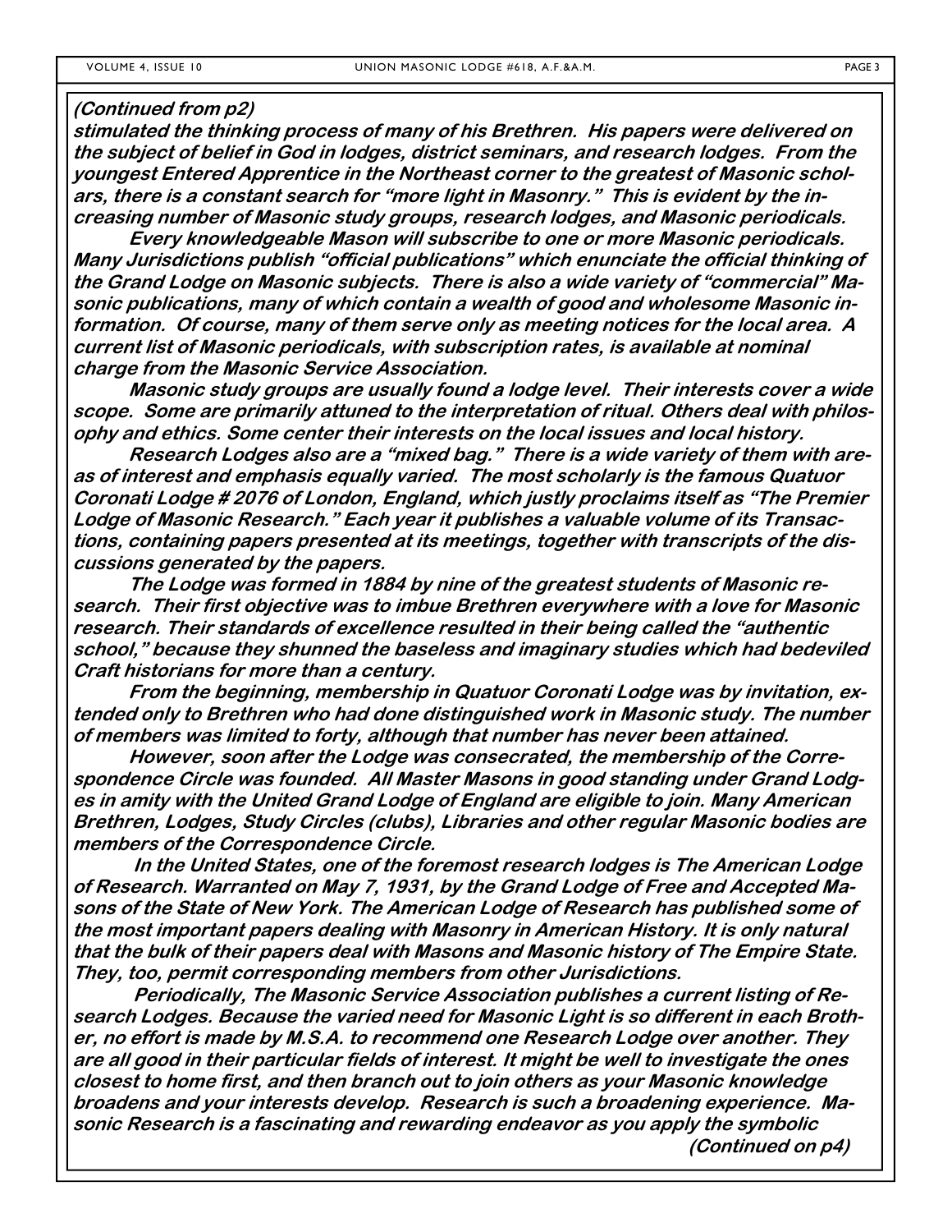*(Continued from p2)*

stimulated the thinking process of many of his Brethren. His papers were delivered on the subject of belief in God in lodges, district seminars, and research lodges. From the youngest Entered Apprentice in the Northeast corner to the greatest of Masonic scholars, there is a constant search for "more light in Masonry." This is evident by the increasing number of Masonic study groups, research lodges, and Masonic periodicals.

Every knowledgeable Mason will subscribe to one or more Masonic periodicals. Many Jurisdictions publish "official publications" which enunciate the official thinking of the Grand Lodge on Masonic subjects. There is also a wide variety of "commercial" Masonic publications, many of which contain a wealth of good and wholesome Masonic information. Of course, many of them serve only as meeting notices for the local area. A current list of Masonic periodicals, with subscription rates, is available at nominal charge from the Masonic Service Association.

Masonic study groups are usually found a lodge level. Their interests cover a wide scope. Some are primarily attuned to the interpretation of ritual. Others deal with philosophy and ethics. Some center their interests on the local issues and local history.

Research Lodges also are a "mixed bag." There is a wide variety of them with areas of interest and emphasis equally varied. The most scholarly is the famous Quatuor Coronati Lodge # 2076 of London, England, which justly proclaims itself as "The Premier Lodge of Masonic Research." Each year it publishes a valuable volume of its Transactions, containing papers presented at its meetings, together with transcripts of the discussions generated by the papers.

The Lodge was formed in 1884 by nine of the greatest students of Masonic research. Their first objective was to imbue Brethren everywhere with a love for Masonic research. Their standards of excellence resulted in their being called the "authentic school," because they shunned the baseless and imaginary studies which had bedeviled Craft historians for more than a century.

From the beginning, membership in Quatuor Coronati Lodge was by invitation, extended only to Brethren who had done distinguished work in Masonic study. The number of members was limited to forty, although that number has never been attained.

However, soon after the Lodge was consecrated, the membership of the Correspondence Circle was founded. All Master Masons in good standing under Grand Lodges in amity with the United Grand Lodge of England are eligible to join. Many American Brethren, Lodges, Study Circles (clubs), Libraries and other regular Masonic bodies are members of the Correspondence Circle.

In the United States, one of the foremost research lodges is The American Lodge of Research. Warranted on May 7, 1931, by the Grand Lodge of Free and Accepted Masons of the State of New York. The American Lodge of Research has published some of the most important papers dealing with Masonry in American History. It is only natural that the bulk of their papers deal with Masons and Masonic history of The Empire State. They, too, permit corresponding members from other Jurisdictions.

Periodically, The Masonic Service Association publishes a current listing of Research Lodges. Because the varied need for Masonic Light is so different in each Brother, no effort is made by M.S.A. to recommend one Research Lodge over another. They are all good in their particular fields of interest. It might be well to investigate the ones closest to home first, and then branch out to join others as your Masonic knowledge broadens and your interests develop. Research is such a broadening experience. Masonic Research is a fascinating and rewarding endeavor as you apply the symbolic

*(Continued on p4)*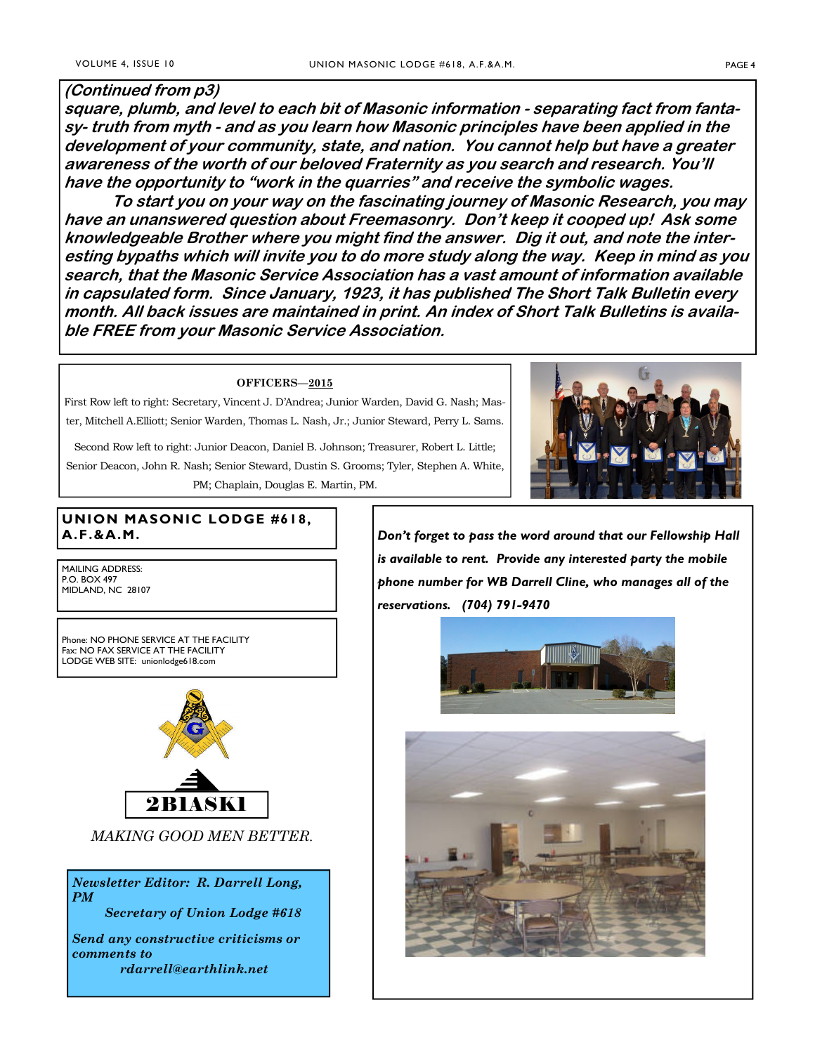*(Continued from p3)*

***square, plumb, and level to each bit of Masonic information - separating fact from fantasy- truth from myth - and as you learn how Masonic principles have been applied in the development of your community, state, and nation. You cannot help but have a greater awareness of the worth of our beloved Fraternity as you search and research. You'll have the opportunity to "work in the quarries" and receive the symbolic wages.***

***To start you on your way on the fascinating journey of Masonic Research, you may have an unanswered question about Freemasonry. Don't keep it cooped up! Ask some knowledgeable Brother where you might find the answer. Dig it out, and note the interesting bypaths which will invite you to do more study along the way. Keep in mind as you search, that the Masonic Service Association has a vast amount of information available in capsulated form. Since January, 1923, it has published The Short Talk Bulletin every month. All back issues are maintained in print. An index of Short Talk Bulletins is available FREE from your Masonic Service Association.***

**OFFICERS—2015**

First Row left to right: Secretary, Vincent J. D'Andrea; Junior Warden, David G. Nash; Master, Mitchell A.Elliott; Senior Warden, Thomas L. Nash, Jr.; Junior Steward, Perry L. Sams.

Second Row left to right: Junior Deacon, Daniel B. Johnson; Treasurer, Robert L. Little; Senior Deacon, John R. Nash; Senior Steward, Dustin S. Grooms; Tyler, Stephen A. White, PM; Chaplain, Douglas E. Martin, PM.

## UNION MASONIC LODGE #618, A.F.&A.M.

MAILING ADDRESS:
P.O. BOX 497
MIDLAND, NC 28107

Phone: NO PHONE SERVICE AT THE FACILITY
Fax: NO FAX SERVICE AT THE FACILITY
LODGE WEB SITE: unionlodge618.com

2B1ASK1

*MAKING GOOD MEN BETTER.*

***Newsletter Editor: R. Darrell Long, PM***
***Secretary of Union Lodge #618***

***Send any constructive criticisms or comments to***
***rdarrell@earthlink.net***

***Don't forget to pass the word around that our Fellowship Hall is available to rent. Provide any interested party the mobile phone number for WB Darrell Cline, who manages all of the reservations. (704) 791-9470***